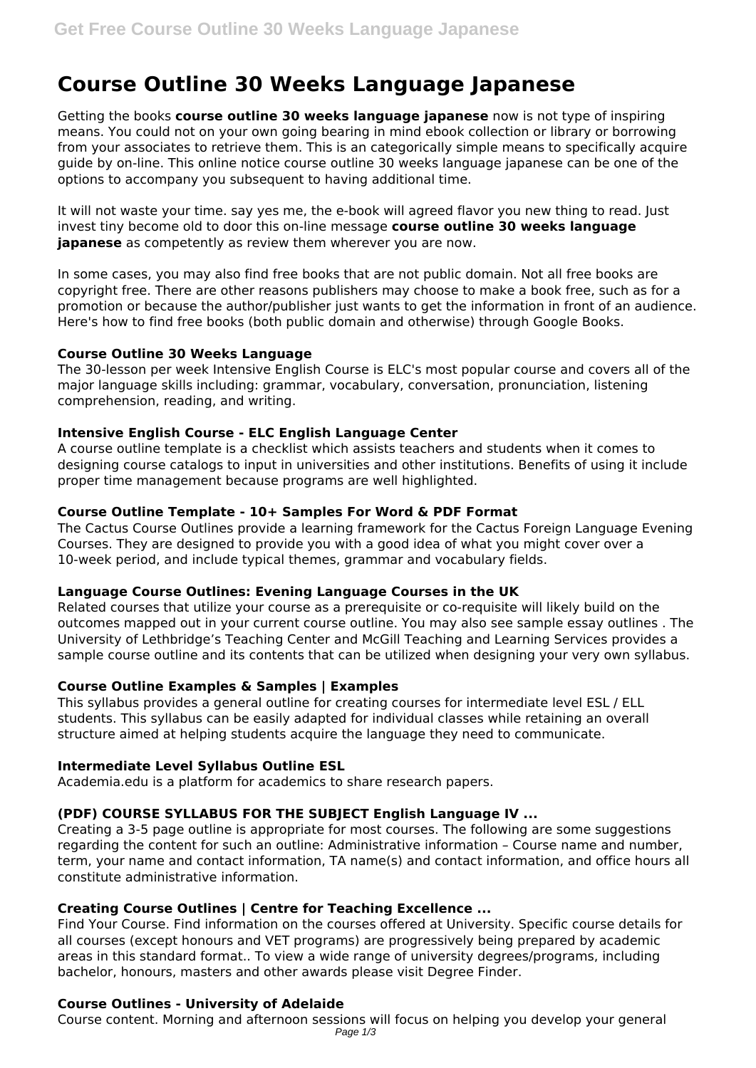# Course Outline 30 Weeks Language Japanese

Getting the books **course outline 30 weeks language japanese** now is not type of inspiring means. You could not on your own going bearing in mind ebook collection or library or borrowing from your associates to retrieve them. This is an categorically simple means to specifically acquire guide by on-line. This online notice course outline 30 weeks language japanese can be one of the options to accompany you subsequent to having additional time.

It will not waste your time. say yes me, the e-book will agreed flavor you new thing to read. Just invest tiny become old to door this on-line message **course outline 30 weeks language japanese** as competently as review them wherever you are now.

In some cases, you may also find free books that are not public domain. Not all free books are copyright free. There are other reasons publishers may choose to make a book free, such as for a promotion or because the author/publisher just wants to get the information in front of an audience. Here's how to find free books (both public domain and otherwise) through Google Books.

### Course Outline 30 Weeks Language

The 30-lesson per week Intensive English Course is ELC's most popular course and covers all of the major language skills including: grammar, vocabulary, conversation, pronunciation, listening comprehension, reading, and writing.

### Intensive English Course - ELC English Language Center

A course outline template is a checklist which assists teachers and students when it comes to designing course catalogs to input in universities and other institutions. Benefits of using it include proper time management because programs are well highlighted.

### Course Outline Template - 10+ Samples For Word & PDF Format

The Cactus Course Outlines provide a learning framework for the Cactus Foreign Language Evening Courses. They are designed to provide you with a good idea of what you might cover over a 10-week period, and include typical themes, grammar and vocabulary fields.

### Language Course Outlines: Evening Language Courses in the UK

Related courses that utilize your course as a prerequisite or co-requisite will likely build on the outcomes mapped out in your current course outline. You may also see sample essay outlines . The University of Lethbridge's Teaching Center and McGill Teaching and Learning Services provides a sample course outline and its contents that can be utilized when designing your very own syllabus.

### Course Outline Examples & Samples | Examples

This syllabus provides a general outline for creating courses for intermediate level ESL / ELL students. This syllabus can be easily adapted for individual classes while retaining an overall structure aimed at helping students acquire the language they need to communicate.

### Intermediate Level Syllabus Outline ESL

Academia.edu is a platform for academics to share research papers.

### (PDF) COURSE SYLLABUS FOR THE SUBJECT English Language IV ...

Creating a 3-5 page outline is appropriate for most courses. The following are some suggestions regarding the content for such an outline: Administrative information – Course name and number, term, your name and contact information, TA name(s) and contact information, and office hours all constitute administrative information.

### Creating Course Outlines | Centre for Teaching Excellence ...

Find Your Course. Find information on the courses offered at University. Specific course details for all courses (except honours and VET programs) are progressively being prepared by academic areas in this standard format.. To view a wide range of university degrees/programs, including bachelor, honours, masters and other awards please visit Degree Finder.

### Course Outlines - University of Adelaide

Course content. Morning and afternoon sessions will focus on helping you develop your general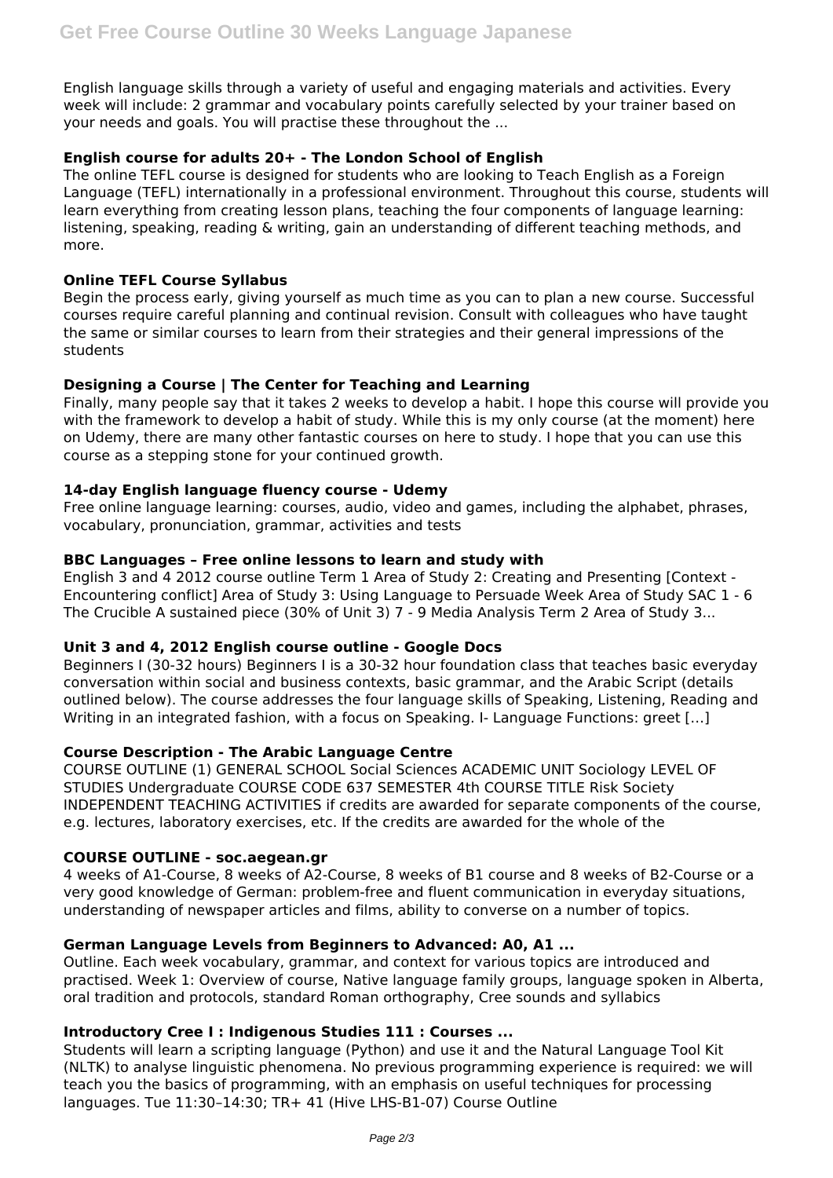English language skills through a variety of useful and engaging materials and activities. Every week will include: 2 grammar and vocabulary points carefully selected by your trainer based on your needs and goals. You will practise these throughout the ...

### English course for adults 20+ - The London School of English

The online TEFL course is designed for students who are looking to Teach English as a Foreign Language (TEFL) internationally in a professional environment. Throughout this course, students will learn everything from creating lesson plans, teaching the four components of language learning: listening, speaking, reading & writing, gain an understanding of different teaching methods, and more.

### Online TEFL Course Syllabus

Begin the process early, giving yourself as much time as you can to plan a new course. Successful courses require careful planning and continual revision. Consult with colleagues who have taught the same or similar courses to learn from their strategies and their general impressions of the students

### Designing a Course | The Center for Teaching and Learning

Finally, many people say that it takes 2 weeks to develop a habit. I hope this course will provide you with the framework to develop a habit of study. While this is my only course (at the moment) here on Udemy, there are many other fantastic courses on here to study. I hope that you can use this course as a stepping stone for your continued growth.

### 14-day English language fluency course - Udemy

Free online language learning: courses, audio, video and games, including the alphabet, phrases, vocabulary, pronunciation, grammar, activities and tests

### BBC Languages – Free online lessons to learn and study with

English 3 and 4 2012 course outline Term 1 Area of Study 2: Creating and Presenting [Context - Encountering conflict] Area of Study 3: Using Language to Persuade Week Area of Study SAC 1 - 6 The Crucible A sustained piece (30% of Unit 3) 7 - 9 Media Analysis Term 2 Area of Study 3...

### Unit 3 and 4, 2012 English course outline - Google Docs

Beginners I (30-32 hours) Beginners I is a 30-32 hour foundation class that teaches basic everyday conversation within social and business contexts, basic grammar, and the Arabic Script (details outlined below). The course addresses the four language skills of Speaking, Listening, Reading and Writing in an integrated fashion, with a focus on Speaking. I- Language Functions: greet […]

### Course Description - The Arabic Language Centre

COURSE OUTLINE (1) GENERAL SCHOOL Social Sciences ACADEMIC UNIT Sociology LEVEL OF STUDIES Undergraduate COURSE CODE 637 SEMESTER 4th COURSE TITLE Risk Society INDEPENDENT TEACHING ACTIVITIES if credits are awarded for separate components of the course, e.g. lectures, laboratory exercises, etc. If the credits are awarded for the whole of the

### COURSE OUTLINE - soc.aegean.gr

4 weeks of A1-Course, 8 weeks of A2-Course, 8 weeks of B1 course and 8 weeks of B2-Course or a very good knowledge of German: problem-free and fluent communication in everyday situations, understanding of newspaper articles and films, ability to converse on a number of topics.

### German Language Levels from Beginners to Advanced: A0, A1 ...

Outline. Each week vocabulary, grammar, and context for various topics are introduced and practised. Week 1: Overview of course, Native language family groups, language spoken in Alberta, oral tradition and protocols, standard Roman orthography, Cree sounds and syllabics

### Introductory Cree I : Indigenous Studies 111 : Courses ...

Students will learn a scripting language (Python) and use it and the Natural Language Tool Kit (NLTK) to analyse linguistic phenomena. No previous programming experience is required: we will teach you the basics of programming, with an emphasis on useful techniques for processing languages. Tue 11:30–14:30; TR+ 41 (Hive LHS-B1-07) Course Outline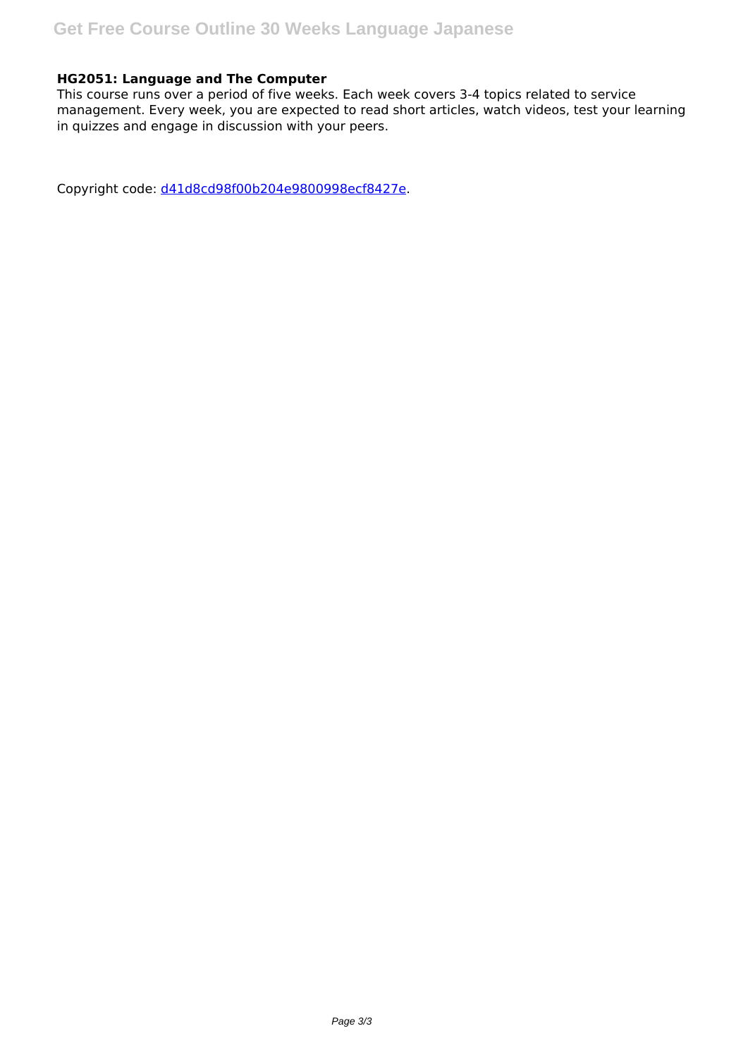**HG2051: Language and The Computer**
This course runs over a period of five weeks. Each week covers 3-4 topics related to service management. Every week, you are expected to read short articles, watch videos, test your learning in quizzes and engage in discussion with your peers.

Copyright code: d41d8cd98f00b204e9800998ecf8427e.